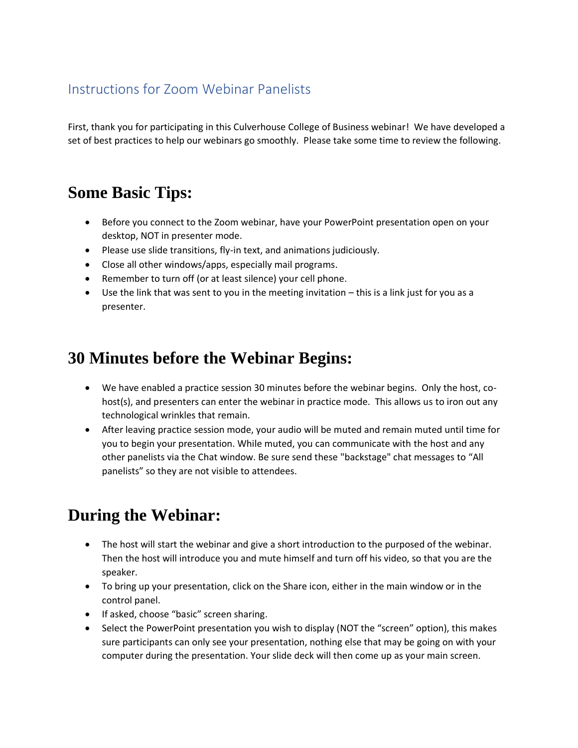# Instructions for Zoom Webinar Panelists

First, thank you for participating in this Culverhouse College of Business webinar! We have developed a set of best practices to help our webinars go smoothly. Please take some time to review the following.

## Some Basic Tips:

- Before you connect to the Zoom webinar, have your PowerPoint presentation open on your desktop, NOT in presenter mode.
- Please use slide transitions, fly-in text, and animations judiciously.
- Close all other windows/apps, especially mail programs.
- Remember to turn off (or at least silence) your cell phone.
- Use the link that was sent to you in the meeting invitation – this is a link just for you as a presenter.

## 30 Minutes before the Webinar Begins:

- We have enabled a practice session 30 minutes before the webinar begins. Only the host, co-host(s), and presenters can enter the webinar in practice mode. This allows us to iron out any technological wrinkles that remain.
- After leaving practice session mode, your audio will be muted and remain muted until time for you to begin your presentation. While muted, you can communicate with the host and any other panelists via the Chat window. Be sure send these "backstage" chat messages to “All panelists” so they are not visible to attendees.

## During the Webinar:

- The host will start the webinar and give a short introduction to the purposed of the webinar. Then the host will introduce you and mute himself and turn off his video, so that you are the speaker.
- To bring up your presentation, click on the Share icon, either in the main window or in the control panel.
- If asked, choose “basic” screen sharing.
- Select the PowerPoint presentation you wish to display (NOT the “screen” option), this makes sure participants can only see your presentation, nothing else that may be going on with your computer during the presentation. Your slide deck will then come up as your main screen.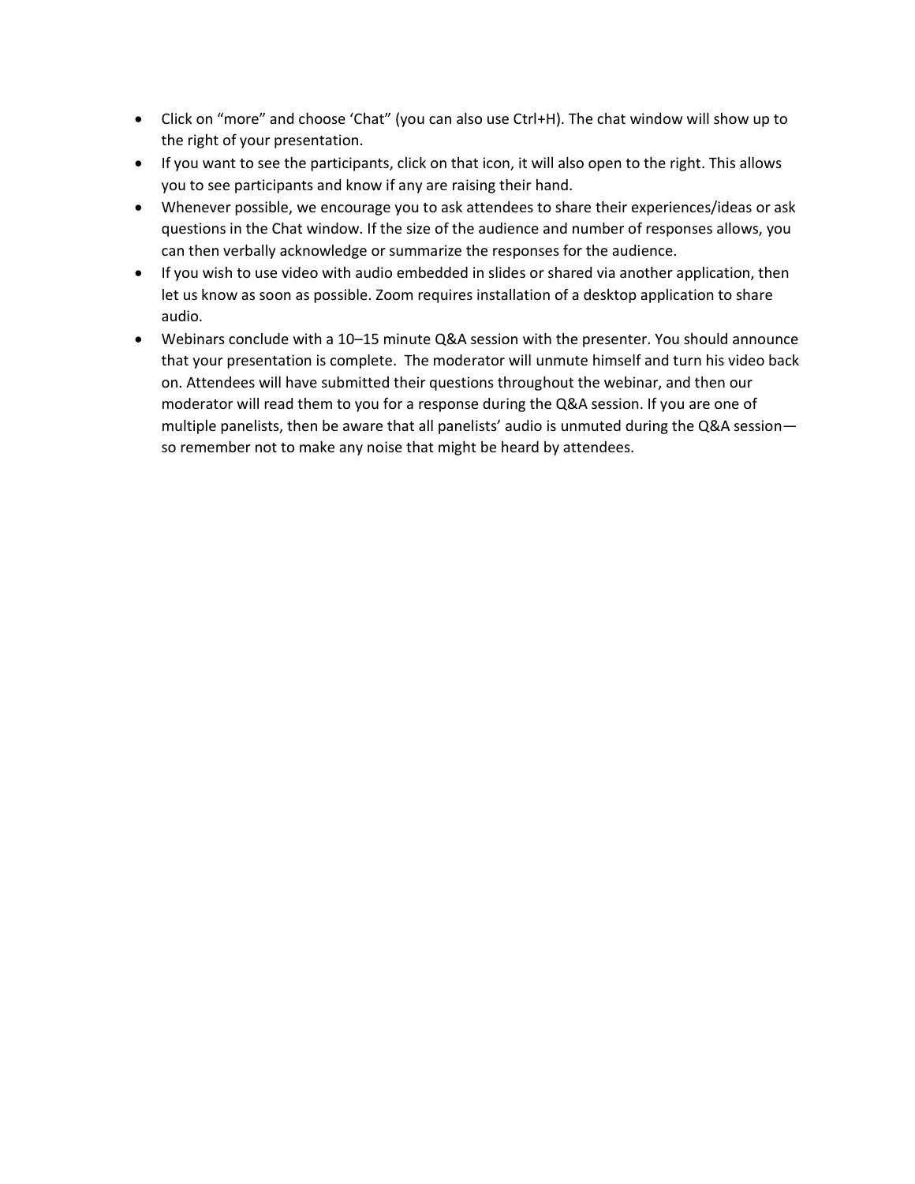- Click on "more" and choose 'Chat" (you can also use Ctrl+H). The chat window will show up to the right of your presentation.
- If you want to see the participants, click on that icon, it will also open to the right. This allows you to see participants and know if any are raising their hand.
- Whenever possible, we encourage you to ask attendees to share their experiences/ideas or ask questions in the Chat window. If the size of the audience and number of responses allows, you can then verbally acknowledge or summarize the responses for the audience.
- If you wish to use video with audio embedded in slides or shared via another application, then let us know as soon as possible. Zoom requires installation of a desktop application to share audio.
- Webinars conclude with a 10–15 minute Q&A session with the presenter. You should announce that your presentation is complete. The moderator will unmute himself and turn his video back on. Attendees will have submitted their questions throughout the webinar, and then our moderator will read them to you for a response during the Q&A session. If you are one of multiple panelists, then be aware that all panelists' audio is unmuted during the Q&A session—so remember not to make any noise that might be heard by attendees.